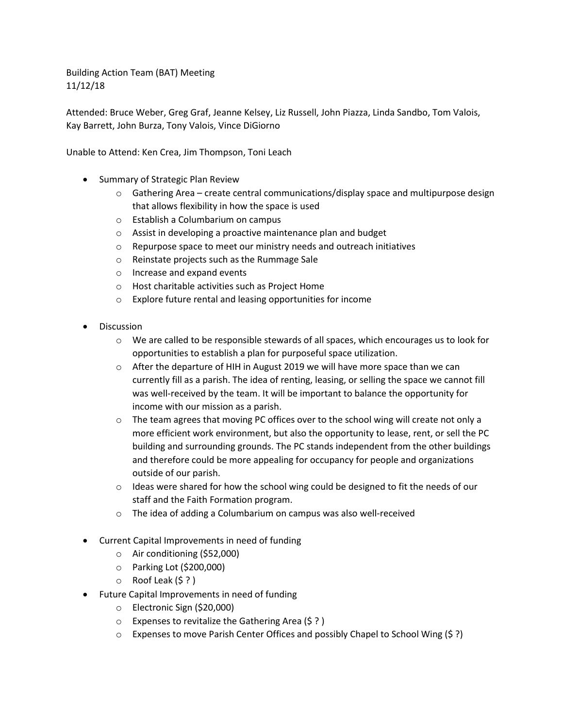Building Action Team (BAT) Meeting
11/12/18

Attended: Bruce Weber, Greg Graf, Jeanne Kelsey, Liz Russell, John Piazza, Linda Sandbo, Tom Valois, Kay Barrett, John Burza, Tony Valois, Vince DiGiorno

Unable to Attend: Ken Crea, Jim Thompson, Toni Leach

- Summary of Strategic Plan Review
  - Gathering Area – create central communications/display space and multipurpose design that allows flexibility in how the space is used
  - Establish a Columbarium on campus
  - Assist in developing a proactive maintenance plan and budget
  - Repurpose space to meet our ministry needs and outreach initiatives
  - Reinstate projects such as the Rummage Sale
  - Increase and expand events
  - Host charitable activities such as Project Home
  - Explore future rental and leasing opportunities for income

- Discussion
  - We are called to be responsible stewards of all spaces, which encourages us to look for opportunities to establish a plan for purposeful space utilization.
  - After the departure of HIH in August 2019 we will have more space than we can currently fill as a parish. The idea of renting, leasing, or selling the space we cannot fill was well-received by the team. It will be important to balance the opportunity for income with our mission as a parish.
  - The team agrees that moving PC offices over to the school wing will create not only a more efficient work environment, but also the opportunity to lease, rent, or sell the PC building and surrounding grounds. The PC stands independent from the other buildings and therefore could be more appealing for occupancy for people and organizations outside of our parish.
  - Ideas were shared for how the school wing could be designed to fit the needs of our staff and the Faith Formation program.
  - The idea of adding a Columbarium on campus was also well-received

- Current Capital Improvements in need of funding
  - Air conditioning ($52,000)
  - Parking Lot ($200,000)
  - Roof Leak ($ ? )
- Future Capital Improvements in need of funding
  - Electronic Sign ($20,000)
  - Expenses to revitalize the Gathering Area ($ ? )
  - Expenses to move Parish Center Offices and possibly Chapel to School Wing ($ ?)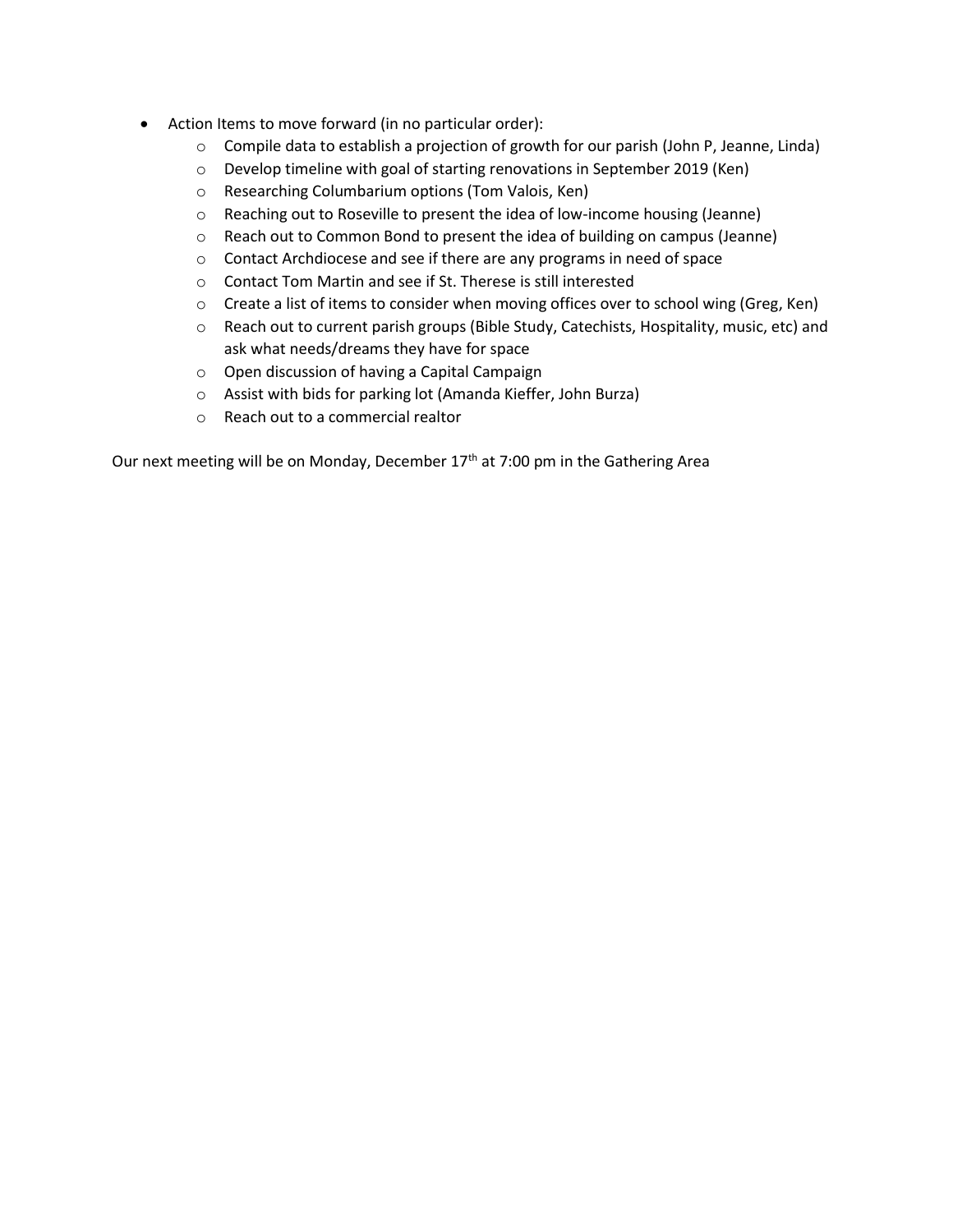- Action Items to move forward (in no particular order):
  - Compile data to establish a projection of growth for our parish (John P, Jeanne, Linda)
  - Develop timeline with goal of starting renovations in September 2019 (Ken)
  - Researching Columbarium options (Tom Valois, Ken)
  - Reaching out to Roseville to present the idea of low-income housing (Jeanne)
  - Reach out to Common Bond to present the idea of building on campus (Jeanne)
  - Contact Archdiocese and see if there are any programs in need of space
  - Contact Tom Martin and see if St. Therese is still interested
  - Create a list of items to consider when moving offices over to school wing (Greg, Ken)
  - Reach out to current parish groups (Bible Study, Catechists, Hospitality, music, etc) and ask what needs/dreams they have for space
  - Open discussion of having a Capital Campaign
  - Assist with bids for parking lot (Amanda Kieffer, John Burza)
  - Reach out to a commercial realtor

Our next meeting will be on Monday, December 17th at 7:00 pm in the Gathering Area